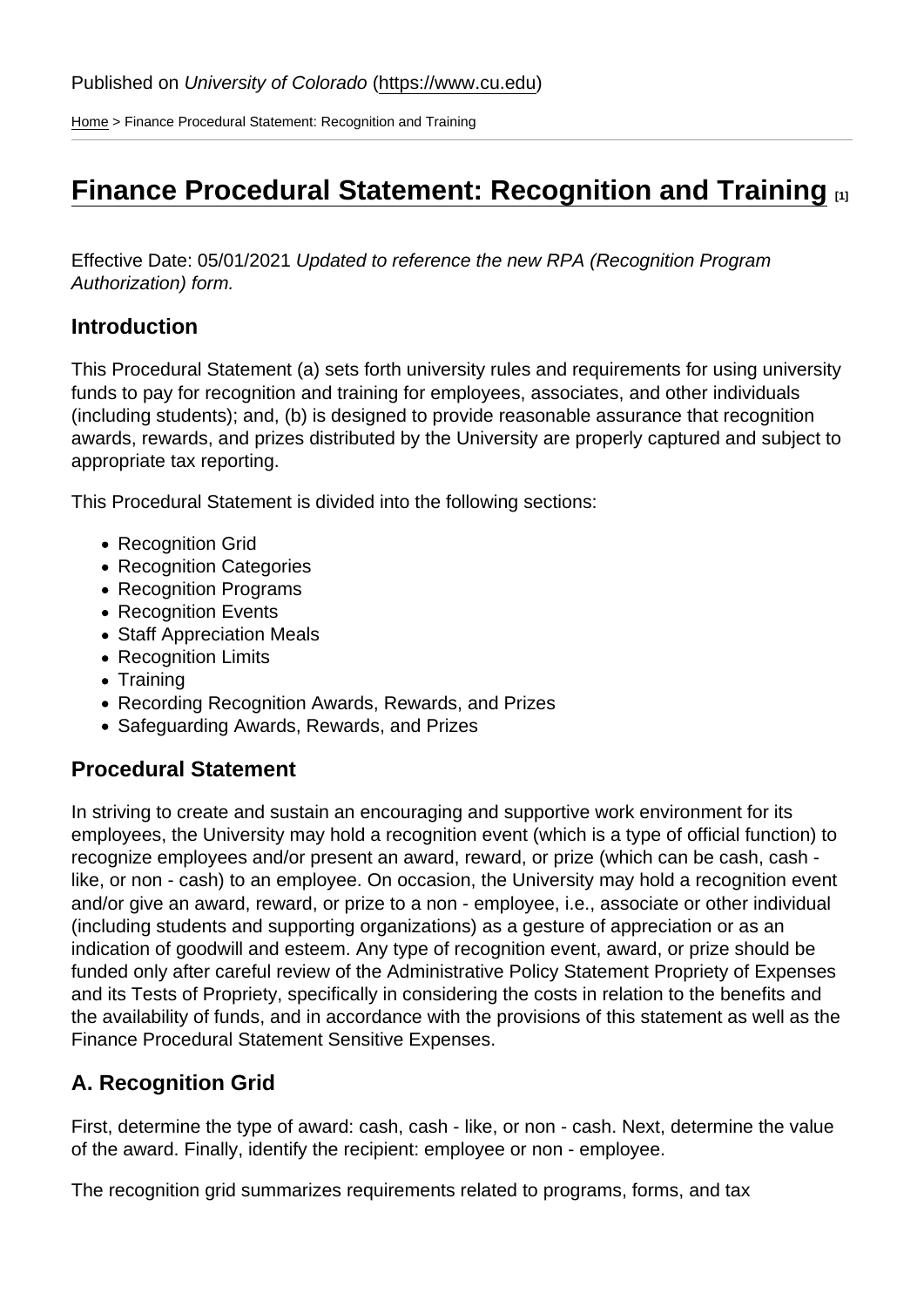Published on *University of Colorado* (https://www.cu.edu)

Home > Finance Procedural Statement: Recognition and Training

# Finance Procedural Statement: Recognition and Training [1]

Effective Date: 05/01/2021 *Updated to reference the new RPA (Recognition Program Authorization) form.*

## Introduction

This Procedural Statement (a) sets forth university rules and requirements for using university funds to pay for recognition and training for employees, associates, and other individuals (including students); and, (b) is designed to provide reasonable assurance that recognition awards, rewards, and prizes distributed by the University are properly captured and subject to appropriate tax reporting.

This Procedural Statement is divided into the following sections:

- Recognition Grid
- Recognition Categories
- Recognition Programs
- Recognition Events
- Staff Appreciation Meals
- Recognition Limits
- Training
- Recording Recognition Awards, Rewards, and Prizes
- Safeguarding Awards, Rewards, and Prizes

## Procedural Statement

In striving to create and sustain an encouraging and supportive work environment for its employees, the University may hold a recognition event (which is a type of official function) to recognize employees and/or present an award, reward, or prize (which can be cash, cash - like, or non - cash) to an employee. On occasion, the University may hold a recognition event and/or give an award, reward, or prize to a non - employee, i.e., associate or other individual (including students and supporting organizations) as a gesture of appreciation or as an indication of goodwill and esteem. Any type of recognition event, award, or prize should be funded only after careful review of the Administrative Policy Statement Propriety of Expenses and its Tests of Propriety, specifically in considering the costs in relation to the benefits and the availability of funds, and in accordance with the provisions of this statement as well as the Finance Procedural Statement Sensitive Expenses.

## A. Recognition Grid

First, determine the type of award: cash, cash - like, or non - cash. Next, determine the value of the award. Finally, identify the recipient: employee or non - employee.

The recognition grid summarizes requirements related to programs, forms, and tax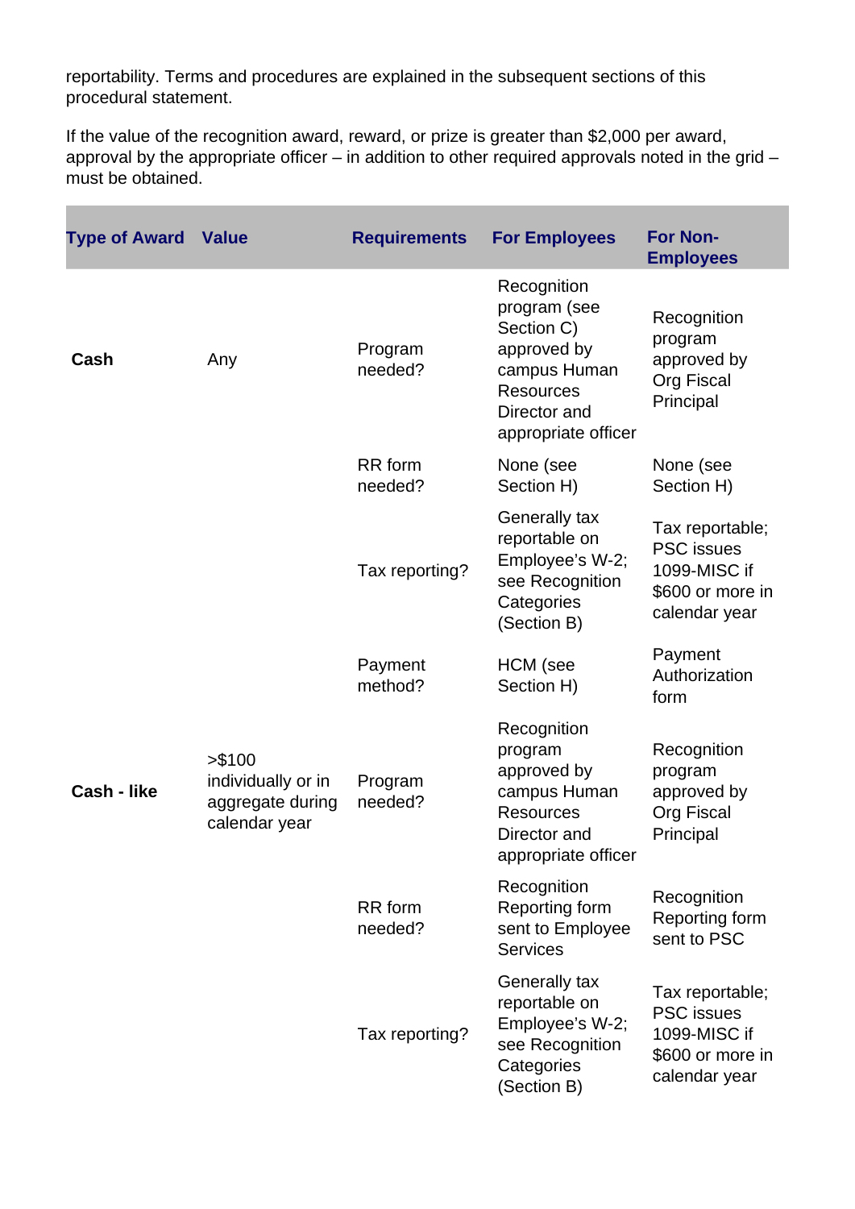reportability. Terms and procedures are explained in the subsequent sections of this procedural statement.

If the value of the recognition award, reward, or prize is greater than $2,000 per award, approval by the appropriate officer – in addition to other required approvals noted in the grid – must be obtained.

| Type of Award | Value | Requirements | For Employees | For Non-Employees |
|---|---|---|---|---|
| **Cash** | Any | Program needed? | Recognition program (see Section C) approved by campus Human Resources Director and appropriate officer | Recognition program approved by Org Fiscal Principal |
| | | RR form needed? | None (see Section H) | None (see Section H) |
| | | Tax reporting? | Generally tax reportable on Employee's W-2; see Recognition Categories (Section B) | Tax reportable; PSC issues 1099-MISC if $600 or more in calendar year |
| | | Payment method? | HCM (see Section H) | Payment Authorization form |
| **Cash - like** | >$100 individually or in aggregate during calendar year | Program needed? | Recognition program approved by campus Human Resources Director and appropriate officer | Recognition program approved by Org Fiscal Principal |
| | | RR form needed? | Recognition Reporting form sent to Employee Services | Recognition Reporting form sent to PSC |
| | | Tax reporting? | Generally tax reportable on Employee's W-2; see Recognition Categories (Section B) | Tax reportable; PSC issues 1099-MISC if $600 or more in calendar year |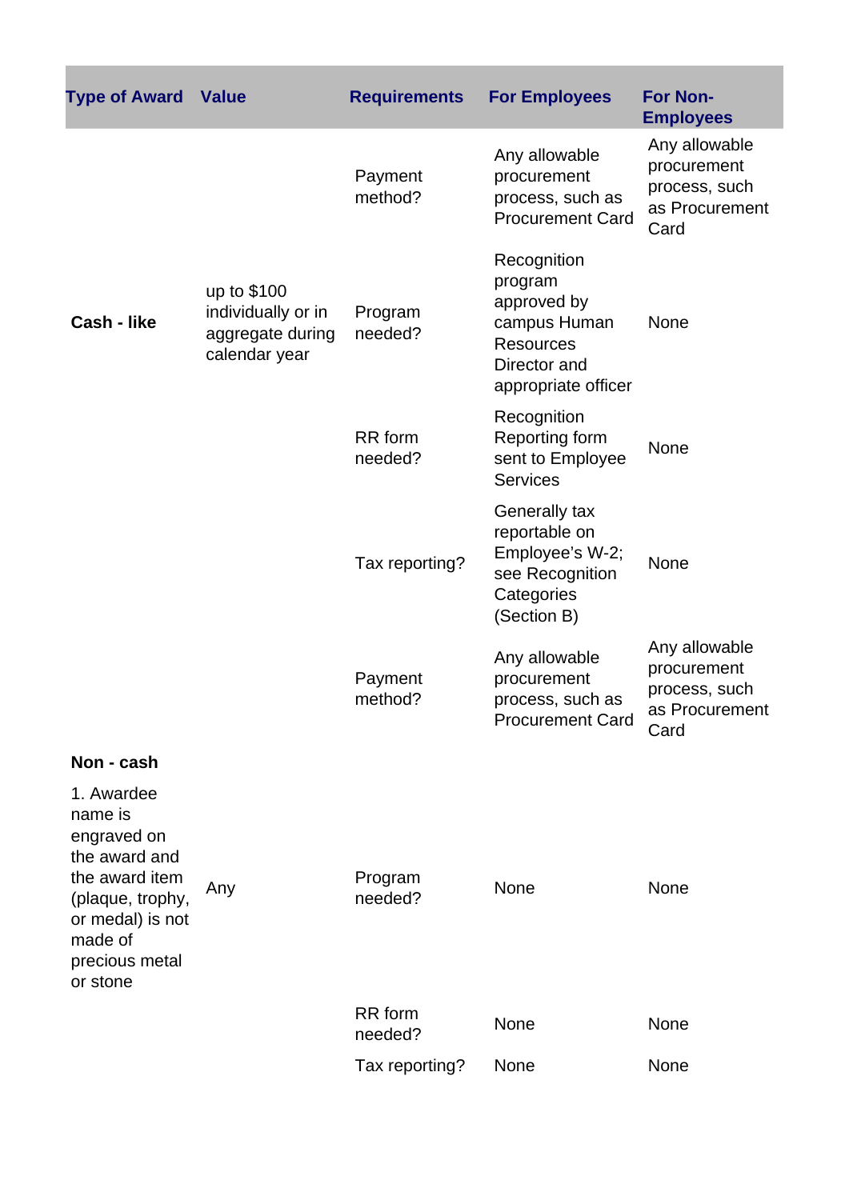| Type of Award | Value | Requirements | For Employees | For Non-Employees |
|---|---|---|---|---|
| | | Payment method? | Any allowable procurement process, such as Procurement Card | Any allowable procurement process, such as Procurement Card |
| **Cash - like** | up to $100 individually or in aggregate during calendar year | Program needed? | Recognition program approved by campus Human Resources Director and appropriate officer | None |
| | | RR form needed? | Recognition Reporting form sent to Employee Services | None |
| | | Tax reporting? | Generally tax reportable on Employee's W-2; see Recognition Categories (Section B) | None |
| | | Payment method? | Any allowable procurement process, such as Procurement Card | Any allowable procurement process, such as Procurement Card |
| **Non - cash** 1. Awardee name is engraved on the award and the award item (plaque, trophy, or medal) is not made of precious metal or stone | Any | Program needed? | None | None |
| | | RR form needed? | None | None |
| | | Tax reporting? | None | None |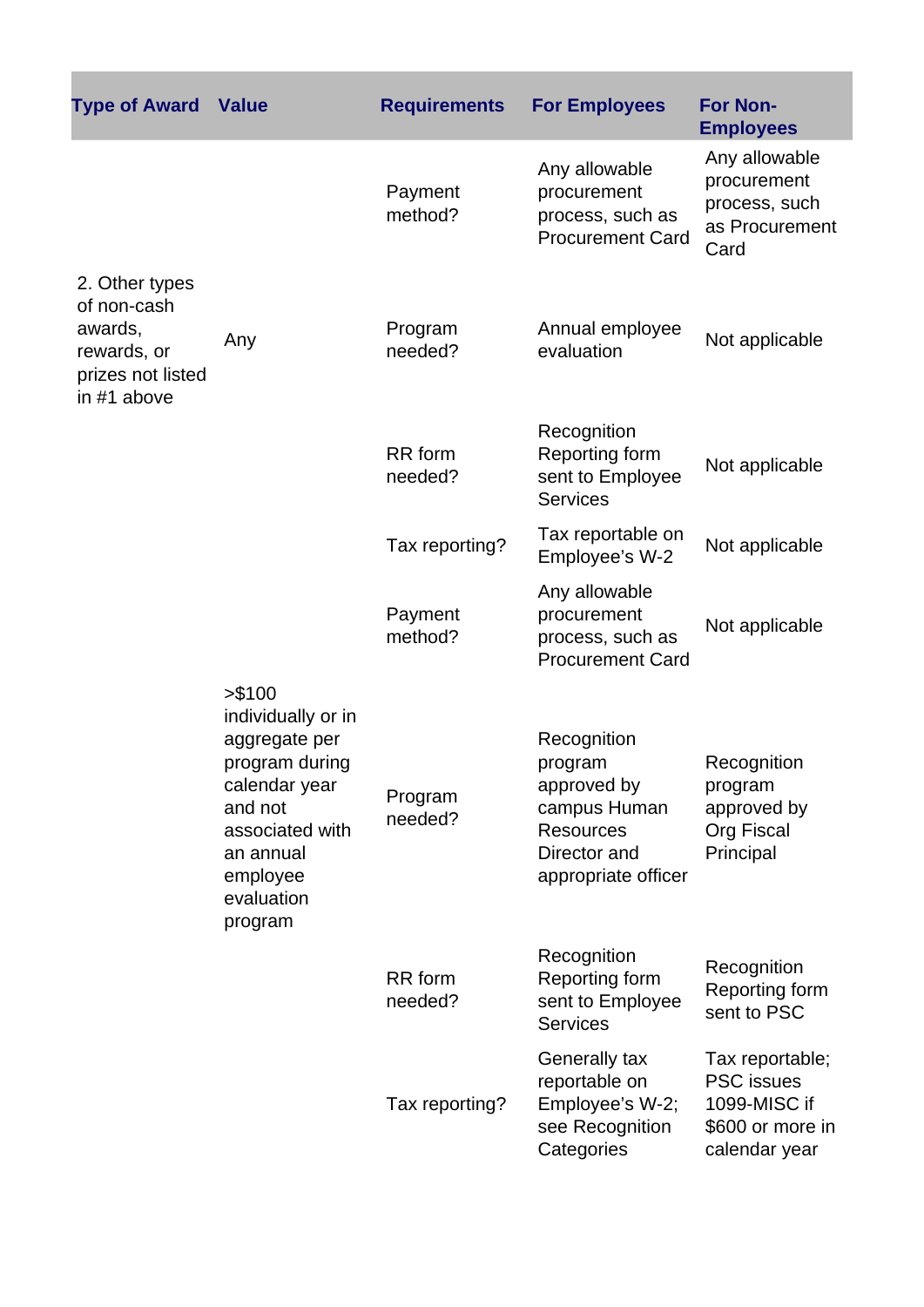| Type of Award | Value | Requirements | For Employees | For Non-Employees |
|---|---|---|---|---|
| | | Payment method? | Any allowable procurement process, such as Procurement Card | Any allowable procurement process, such as Procurement Card |
| 2. Other types of non-cash awards, rewards, or prizes not listed in #1 above | Any | Program needed? | Annual employee evaluation | Not applicable |
| | | RR form needed? | Recognition Reporting form sent to Employee Services | Not applicable |
| | | Tax reporting? | Tax reportable on Employee's W-2 | Not applicable |
| | >$100 individually or in aggregate per program during calendar year and not associated with an annual employee evaluation program | Payment method? | Any allowable procurement process, such as Procurement Card | Not applicable |
| | | Program needed? | Recognition program approved by campus Human Resources Director and appropriate officer | Recognition program approved by Org Fiscal Principal |
| | | RR form needed? | Recognition Reporting form sent to Employee Services | Recognition Reporting form sent to PSC |
| | | Tax reporting? | Generally tax reportable on Employee's W-2; see Recognition Categories | Tax reportable; PSC issues 1099-MISC if $600 or more in calendar year |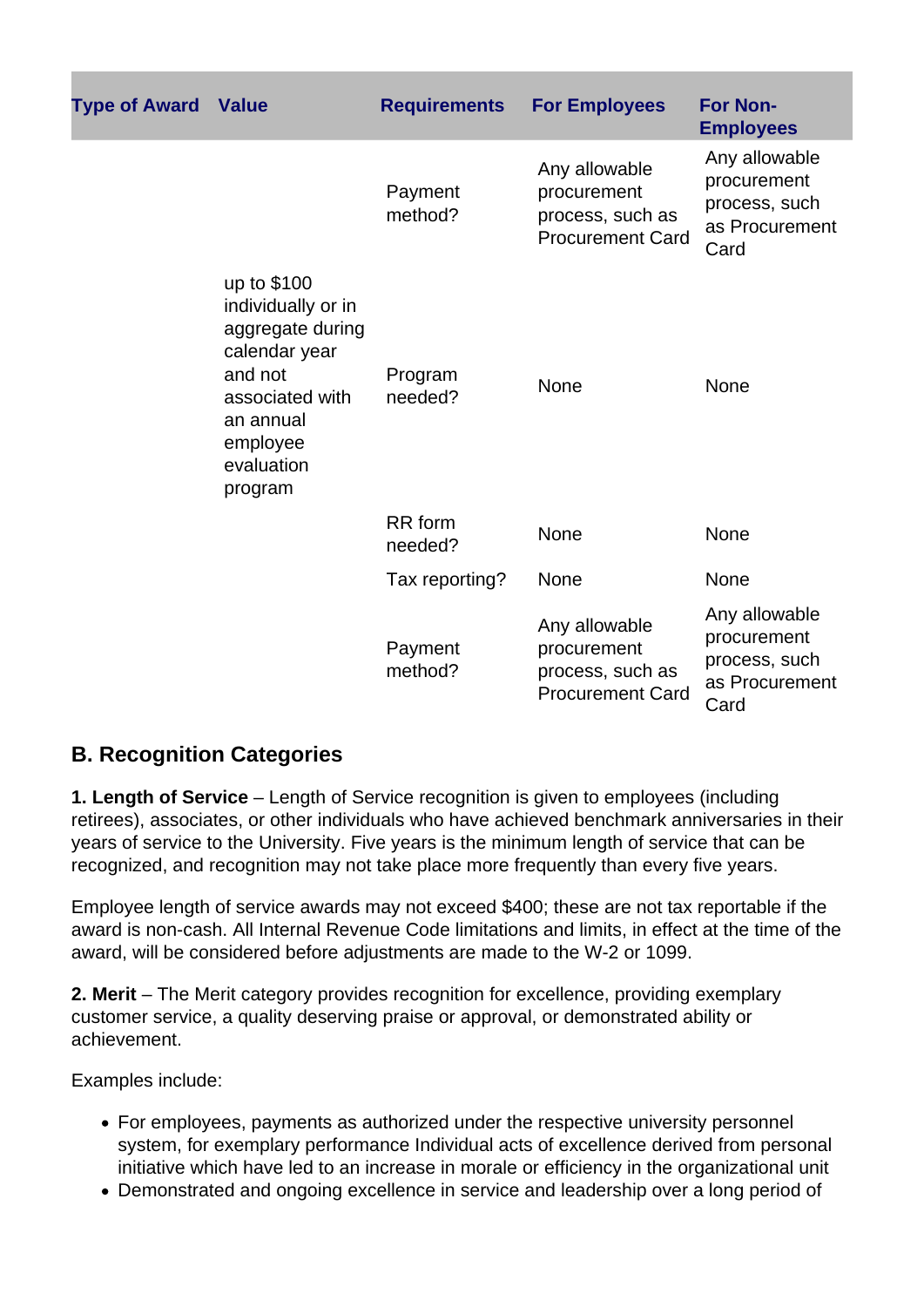| Type of Award | Value | Requirements | For Employees | For Non-Employees |
|---|---|---|---|---|
| | | Payment method? | Any allowable procurement process, such as Procurement Card | Any allowable procurement process, such as Procurement Card |
| | up to $100 individually or in aggregate during calendar year and not associated with an annual employee evaluation program | Program needed? | None | None |
| | | RR form needed? | None | None |
| | | Tax reporting? | None | None |
| | | Payment method? | Any allowable procurement process, such as Procurement Card | Any allowable procurement process, such as Procurement Card |

## B. Recognition Categories

**1. Length of Service** – Length of Service recognition is given to employees (including retirees), associates, or other individuals who have achieved benchmark anniversaries in their years of service to the University. Five years is the minimum length of service that can be recognized, and recognition may not take place more frequently than every five years.

Employee length of service awards may not exceed $400; these are not tax reportable if the award is non-cash. All Internal Revenue Code limitations and limits, in effect at the time of the award, will be considered before adjustments are made to the W-2 or 1099.

**2. Merit** – The Merit category provides recognition for excellence, providing exemplary customer service, a quality deserving praise or approval, or demonstrated ability or achievement.

Examples include:

- For employees, payments as authorized under the respective university personnel system, for exemplary performance Individual acts of excellence derived from personal initiative which have led to an increase in morale or efficiency in the organizational unit
- Demonstrated and ongoing excellence in service and leadership over a long period of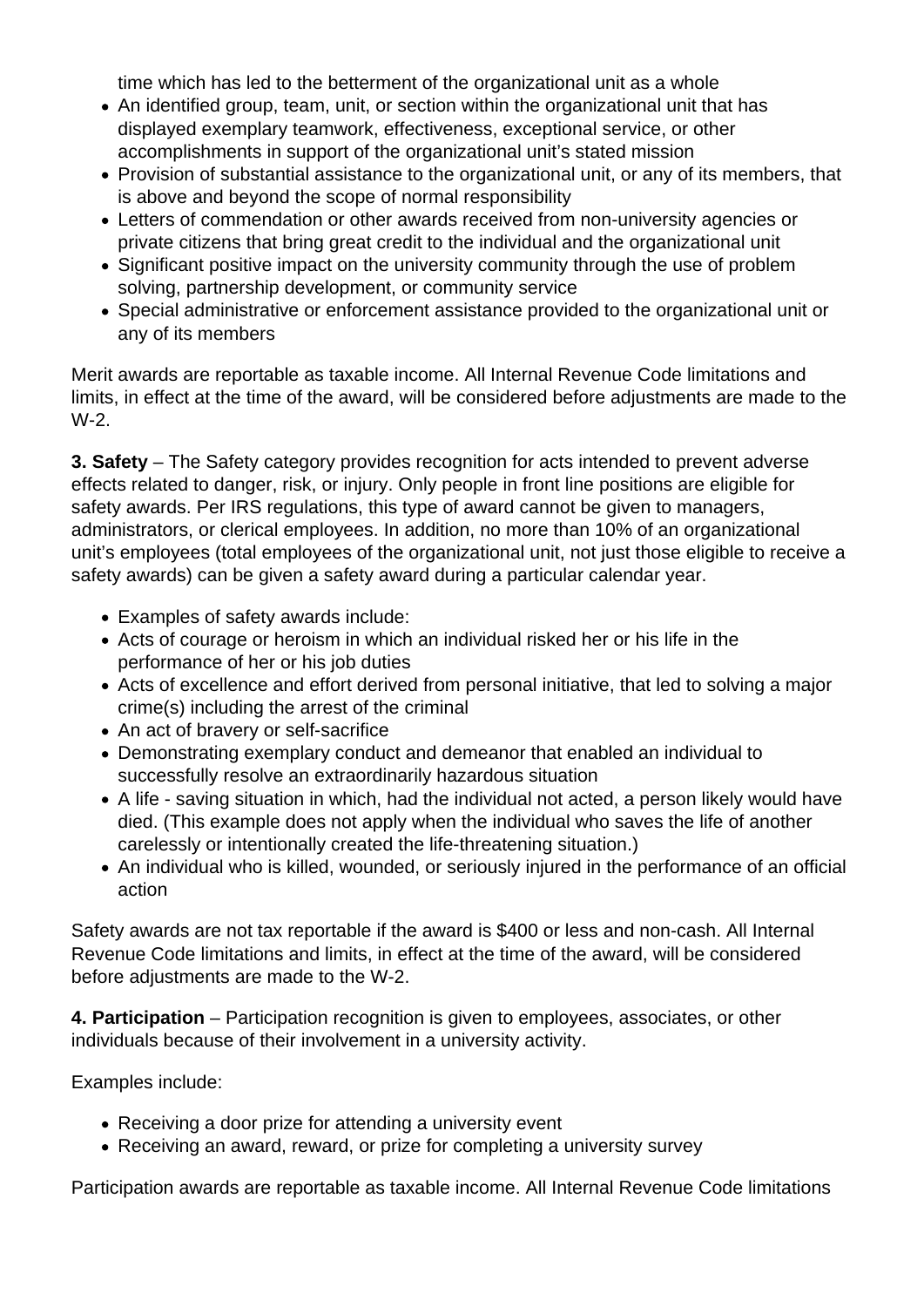time which has led to the betterment of the organizational unit as a whole

- An identified group, team, unit, or section within the organizational unit that has displayed exemplary teamwork, effectiveness, exceptional service, or other accomplishments in support of the organizational unit's stated mission
- Provision of substantial assistance to the organizational unit, or any of its members, that is above and beyond the scope of normal responsibility
- Letters of commendation or other awards received from non-university agencies or private citizens that bring great credit to the individual and the organizational unit
- Significant positive impact on the university community through the use of problem solving, partnership development, or community service
- Special administrative or enforcement assistance provided to the organizational unit or any of its members

Merit awards are reportable as taxable income. All Internal Revenue Code limitations and limits, in effect at the time of the award, will be considered before adjustments are made to the W-2.

**3. Safety** – The Safety category provides recognition for acts intended to prevent adverse effects related to danger, risk, or injury. Only people in front line positions are eligible for safety awards. Per IRS regulations, this type of award cannot be given to managers, administrators, or clerical employees. In addition, no more than 10% of an organizational unit's employees (total employees of the organizational unit, not just those eligible to receive a safety awards) can be given a safety award during a particular calendar year.

- Examples of safety awards include:
- Acts of courage or heroism in which an individual risked her or his life in the performance of her or his job duties
- Acts of excellence and effort derived from personal initiative, that led to solving a major crime(s) including the arrest of the criminal
- An act of bravery or self-sacrifice
- Demonstrating exemplary conduct and demeanor that enabled an individual to successfully resolve an extraordinarily hazardous situation
- A life - saving situation in which, had the individual not acted, a person likely would have died. (This example does not apply when the individual who saves the life of another carelessly or intentionally created the life-threatening situation.)
- An individual who is killed, wounded, or seriously injured in the performance of an official action

Safety awards are not tax reportable if the award is $400 or less and non-cash. All Internal Revenue Code limitations and limits, in effect at the time of the award, will be considered before adjustments are made to the W-2.

**4. Participation** – Participation recognition is given to employees, associates, or other individuals because of their involvement in a university activity.

Examples include:

- Receiving a door prize for attending a university event
- Receiving an award, reward, or prize for completing a university survey

Participation awards are reportable as taxable income. All Internal Revenue Code limitations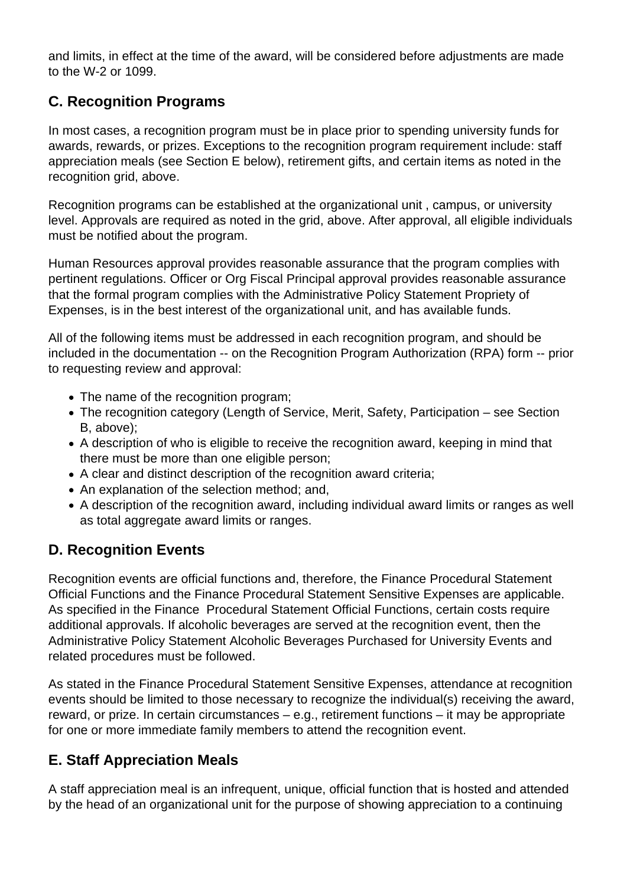and limits, in effect at the time of the award, will be considered before adjustments are made to the W-2 or 1099.

## C. Recognition Programs

In most cases, a recognition program must be in place prior to spending university funds for awards, rewards, or prizes. Exceptions to the recognition program requirement include: staff appreciation meals (see Section E below), retirement gifts, and certain items as noted in the recognition grid, above.

Recognition programs can be established at the organizational unit , campus, or university level. Approvals are required as noted in the grid, above. After approval, all eligible individuals must be notified about the program.

Human Resources approval provides reasonable assurance that the program complies with pertinent regulations. Officer or Org Fiscal Principal approval provides reasonable assurance that the formal program complies with the Administrative Policy Statement Propriety of Expenses, is in the best interest of the organizational unit, and has available funds.

All of the following items must be addressed in each recognition program, and should be included in the documentation -- on the Recognition Program Authorization (RPA) form -- prior to requesting review and approval:

- The name of the recognition program;
- The recognition category (Length of Service, Merit, Safety, Participation – see Section B, above);
- A description of who is eligible to receive the recognition award, keeping in mind that there must be more than one eligible person;
- A clear and distinct description of the recognition award criteria;
- An explanation of the selection method; and,
- A description of the recognition award, including individual award limits or ranges as well as total aggregate award limits or ranges.

## D. Recognition Events

Recognition events are official functions and, therefore, the Finance Procedural Statement Official Functions and the Finance Procedural Statement Sensitive Expenses are applicable. As specified in the Finance Procedural Statement Official Functions, certain costs require additional approvals. If alcoholic beverages are served at the recognition event, then the Administrative Policy Statement Alcoholic Beverages Purchased for University Events and related procedures must be followed.

As stated in the Finance Procedural Statement Sensitive Expenses, attendance at recognition events should be limited to those necessary to recognize the individual(s) receiving the award, reward, or prize. In certain circumstances – e.g., retirement functions – it may be appropriate for one or more immediate family members to attend the recognition event.

## E. Staff Appreciation Meals

A staff appreciation meal is an infrequent, unique, official function that is hosted and attended by the head of an organizational unit for the purpose of showing appreciation to a continuing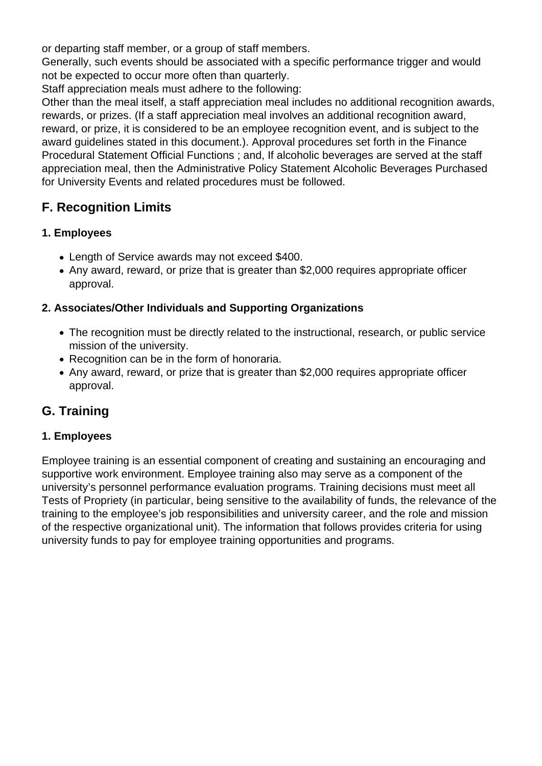or departing staff member, or a group of staff members.
Generally, such events should be associated with a specific performance trigger and would not be expected to occur more often than quarterly.
Staff appreciation meals must adhere to the following:
Other than the meal itself, a staff appreciation meal includes no additional recognition awards, rewards, or prizes. (If a staff appreciation meal involves an additional recognition award, reward, or prize, it is considered to be an employee recognition event, and is subject to the award guidelines stated in this document.). Approval procedures set forth in the Finance Procedural Statement Official Functions ; and, If alcoholic beverages are served at the staff appreciation meal, then the Administrative Policy Statement Alcoholic Beverages Purchased for University Events and related procedures must be followed.

## F. Recognition Limits

#### 1. Employees

- Length of Service awards may not exceed $400.
- Any award, reward, or prize that is greater than $2,000 requires appropriate officer approval.

#### 2. Associates/Other Individuals and Supporting Organizations

- The recognition must be directly related to the instructional, research, or public service mission of the university.
- Recognition can be in the form of honoraria.
- Any award, reward, or prize that is greater than $2,000 requires appropriate officer approval.

## G. Training

#### 1. Employees

Employee training is an essential component of creating and sustaining an encouraging and supportive work environment. Employee training also may serve as a component of the university's personnel performance evaluation programs. Training decisions must meet all Tests of Propriety (in particular, being sensitive to the availability of funds, the relevance of the training to the employee's job responsibilities and university career, and the role and mission of the respective organizational unit). The information that follows provides criteria for using university funds to pay for employee training opportunities and programs.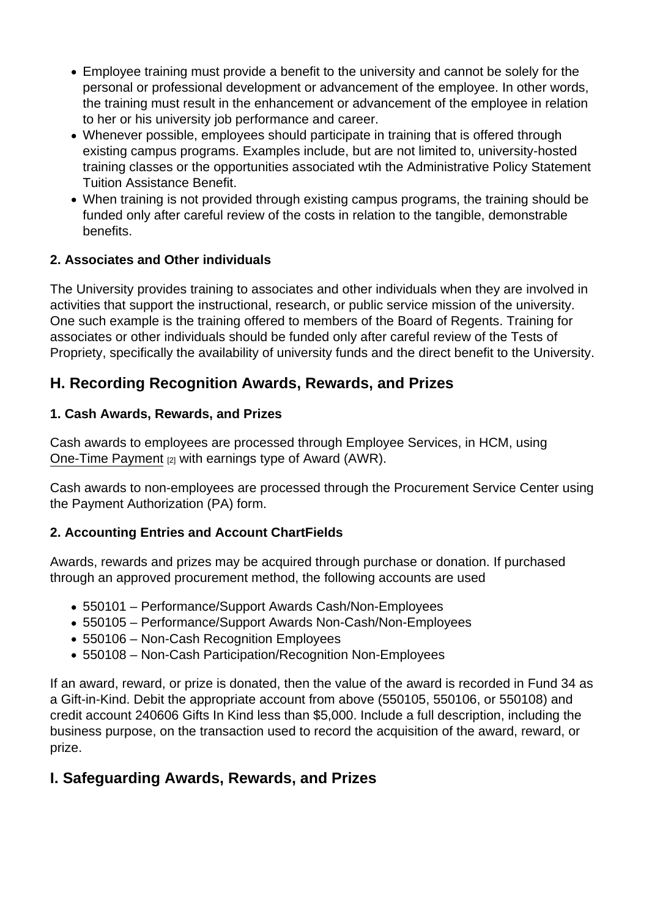- Employee training must provide a benefit to the university and cannot be solely for the personal or professional development or advancement of the employee. In other words, the training must result in the enhancement or advancement of the employee in relation to her or his university job performance and career.
- Whenever possible, employees should participate in training that is offered through existing campus programs. Examples include, but are not limited to, university-hosted training classes or the opportunities associated wtih the Administrative Policy Statement Tuition Assistance Benefit.
- When training is not provided through existing campus programs, the training should be funded only after careful review of the costs in relation to the tangible, demonstrable benefits.

**2. Associates and Other individuals**

The University provides training to associates and other individuals when they are involved in activities that support the instructional, research, or public service mission of the university. One such example is the training offered to members of the Board of Regents. Training for associates or other individuals should be funded only after careful review of the Tests of Propriety, specifically the availability of university funds and the direct benefit to the University.

## H. Recording Recognition Awards, Rewards, and Prizes

**1. Cash Awards, Rewards, and Prizes**

Cash awards to employees are processed through Employee Services, in HCM, using One-Time Payment [2] with earnings type of Award (AWR).

Cash awards to non-employees are processed through the Procurement Service Center using the Payment Authorization (PA) form.

**2. Accounting Entries and Account ChartFields**

Awards, rewards and prizes may be acquired through purchase or donation. If purchased through an approved procurement method, the following accounts are used

- 550101 – Performance/Support Awards Cash/Non-Employees
- 550105 – Performance/Support Awards Non-Cash/Non-Employees
- 550106 – Non-Cash Recognition Employees
- 550108 – Non-Cash Participation/Recognition Non-Employees

If an award, reward, or prize is donated, then the value of the award is recorded in Fund 34 as a Gift-in-Kind. Debit the appropriate account from above (550105, 550106, or 550108) and credit account 240606 Gifts In Kind less than $5,000. Include a full description, including the business purpose, on the transaction used to record the acquisition of the award, reward, or prize.

## I. Safeguarding Awards, Rewards, and Prizes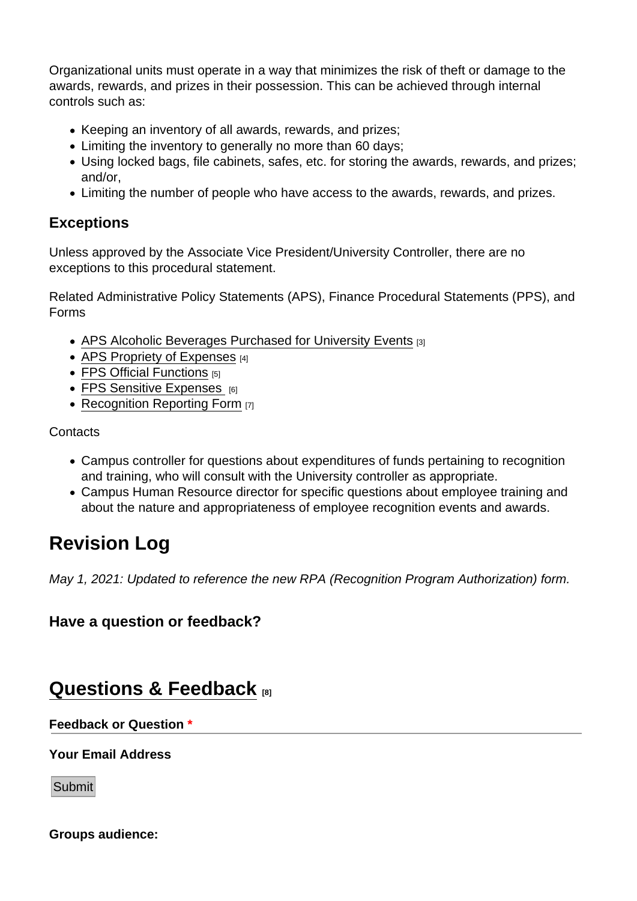Organizational units must operate in a way that minimizes the risk of theft or damage to the awards, rewards, and prizes in their possession. This can be achieved through internal controls such as:

- Keeping an inventory of all awards, rewards, and prizes;
- Limiting the inventory to generally no more than 60 days;
- Using locked bags, file cabinets, safes, etc. for storing the awards, rewards, and prizes; and/or,
- Limiting the number of people who have access to the awards, rewards, and prizes.

### Exceptions

Unless approved by the Associate Vice President/University Controller, there are no exceptions to this procedural statement.

Related Administrative Policy Statements (APS), Finance Procedural Statements (PPS), and Forms

- APS Alcoholic Beverages Purchased for University Events [3]
- APS Propriety of Expenses [4]
- FPS Official Functions [5]
- FPS Sensitive Expenses [6]
- Recognition Reporting Form [7]

Contacts

- Campus controller for questions about expenditures of funds pertaining to recognition and training, who will consult with the University controller as appropriate.
- Campus Human Resource director for specific questions about employee training and about the nature and appropriateness of employee recognition events and awards.

## Revision Log

*May 1, 2021: Updated to reference the new RPA (Recognition Program Authorization) form.*

**Have a question or feedback?**

## Questions & Feedback [8]

**Feedback or Question** *

**Your Email Address**

Submit

**Groups audience:**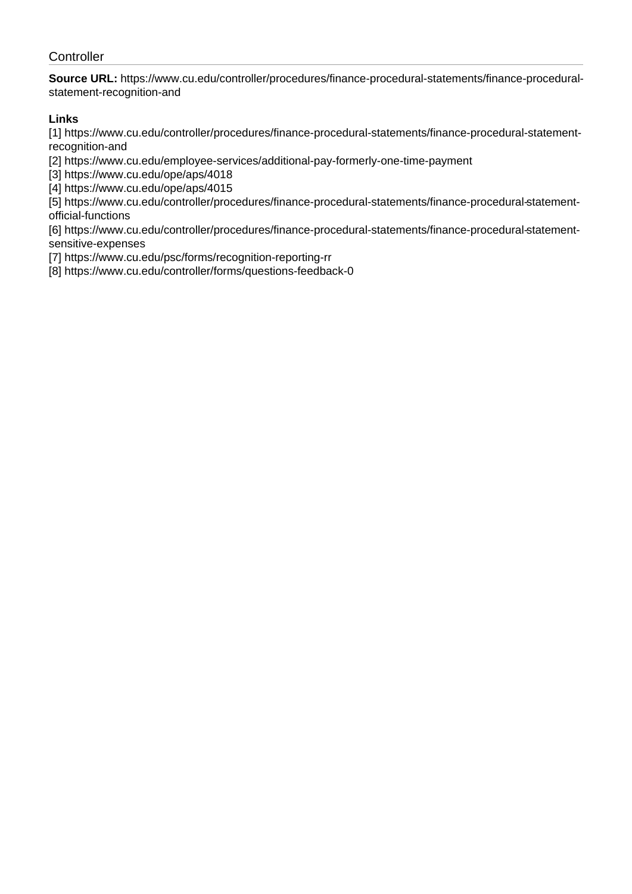Controller

**Source URL:** https://www.cu.edu/controller/procedures/finance-procedural-statements/finance-procedural-statement-recognition-and

**Links**

[1] https://www.cu.edu/controller/procedures/finance-procedural-statements/finance-procedural-statement-recognition-and
[2] https://www.cu.edu/employee-services/additional-pay-formerly-one-time-payment
[3] https://www.cu.edu/ope/aps/4018
[4] https://www.cu.edu/ope/aps/4015
[5] https://www.cu.edu/controller/procedures/finance-procedural-statements/finance-procedural-statement-official-functions
[6] https://www.cu.edu/controller/procedures/finance-procedural-statements/finance-procedural-statement-sensitive-expenses
[7] https://www.cu.edu/psc/forms/recognition-reporting-rr
[8] https://www.cu.edu/controller/forms/questions-feedback-0